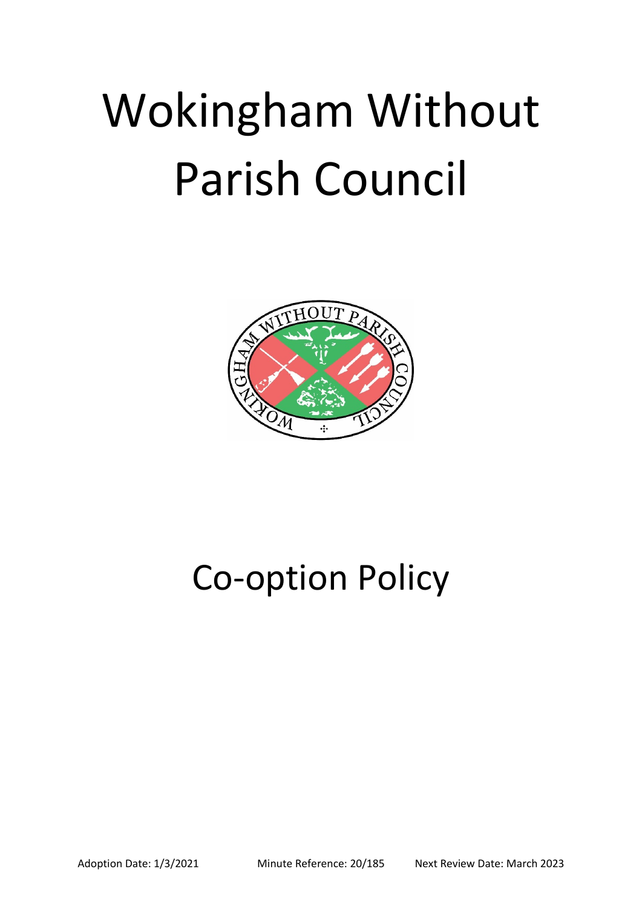# Wokingham Without Parish Council

# Co-option Policy

Adoption Date: 1/3/2021 Minute Reference: 20/185 Next Review Date: March 2023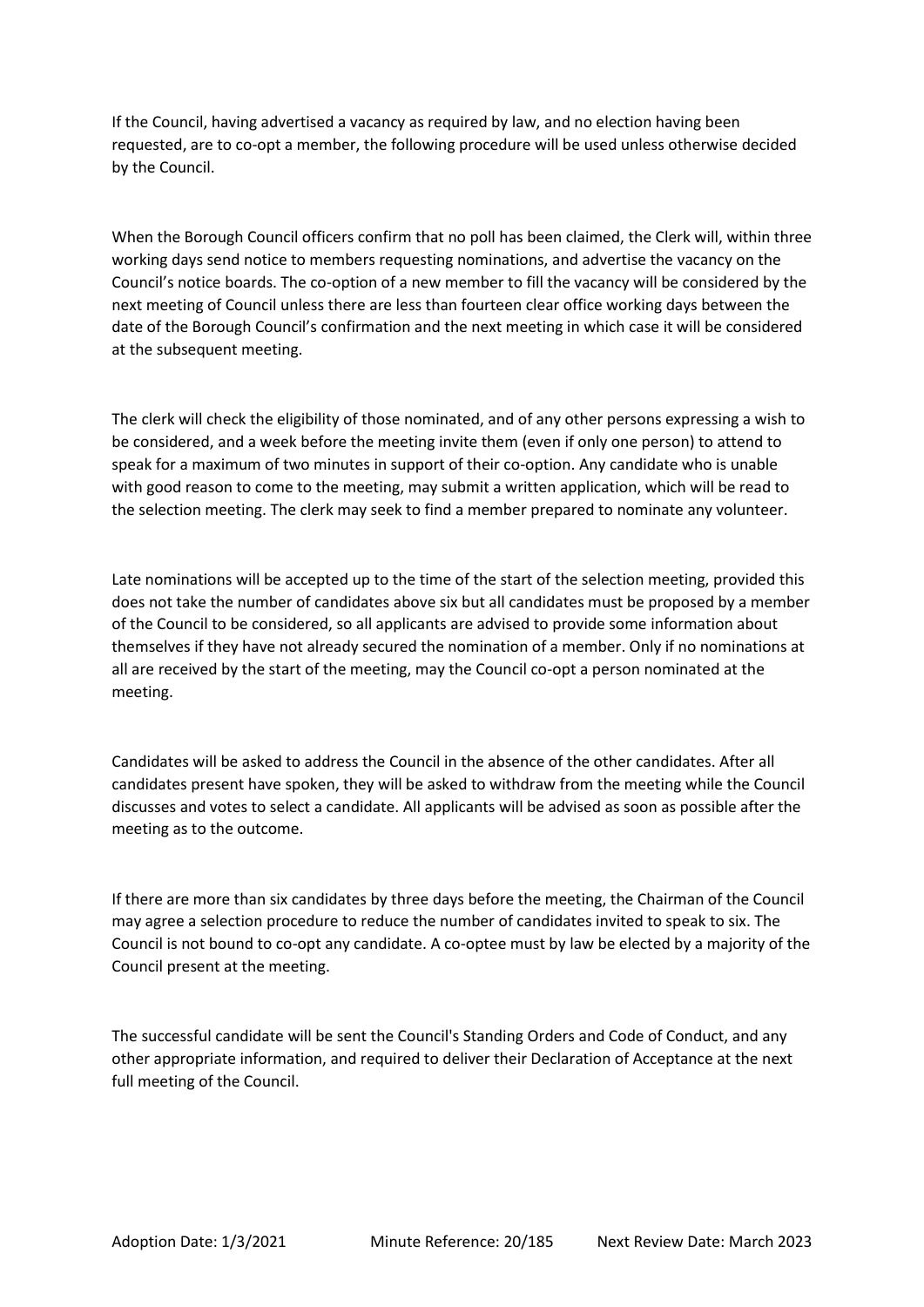If the Council, having advertised a vacancy as required by law, and no election having been requested, are to co-opt a member, the following procedure will be used unless otherwise decided by the Council.

When the Borough Council officers confirm that no poll has been claimed, the Clerk will, within three working days send notice to members requesting nominations, and advertise the vacancy on the Council's notice boards. The co-option of a new member to fill the vacancy will be considered by the next meeting of Council unless there are less than fourteen clear office working days between the date of the Borough Council's confirmation and the next meeting in which case it will be considered at the subsequent meeting.

The clerk will check the eligibility of those nominated, and of any other persons expressing a wish to be considered, and a week before the meeting invite them (even if only one person) to attend to speak for a maximum of two minutes in support of their co-option. Any candidate who is unable with good reason to come to the meeting, may submit a written application, which will be read to the selection meeting. The clerk may seek to find a member prepared to nominate any volunteer.

Late nominations will be accepted up to the time of the start of the selection meeting, provided this does not take the number of candidates above six but all candidates must be proposed by a member of the Council to be considered, so all applicants are advised to provide some information about themselves if they have not already secured the nomination of a member. Only if no nominations at all are received by the start of the meeting, may the Council co-opt a person nominated at the meeting.

Candidates will be asked to address the Council in the absence of the other candidates. After all candidates present have spoken, they will be asked to withdraw from the meeting while the Council discusses and votes to select a candidate. All applicants will be advised as soon as possible after the meeting as to the outcome.

If there are more than six candidates by three days before the meeting, the Chairman of the Council may agree a selection procedure to reduce the number of candidates invited to speak to six. The Council is not bound to co-opt any candidate. A co-optee must by law be elected by a majority of the Council present at the meeting.

The successful candidate will be sent the Council's Standing Orders and Code of Conduct, and any other appropriate information, and required to deliver their Declaration of Acceptance at the next full meeting of the Council.

Adoption Date: 1/3/2021 Minute Reference: 20/185 Next Review Date: March 2023